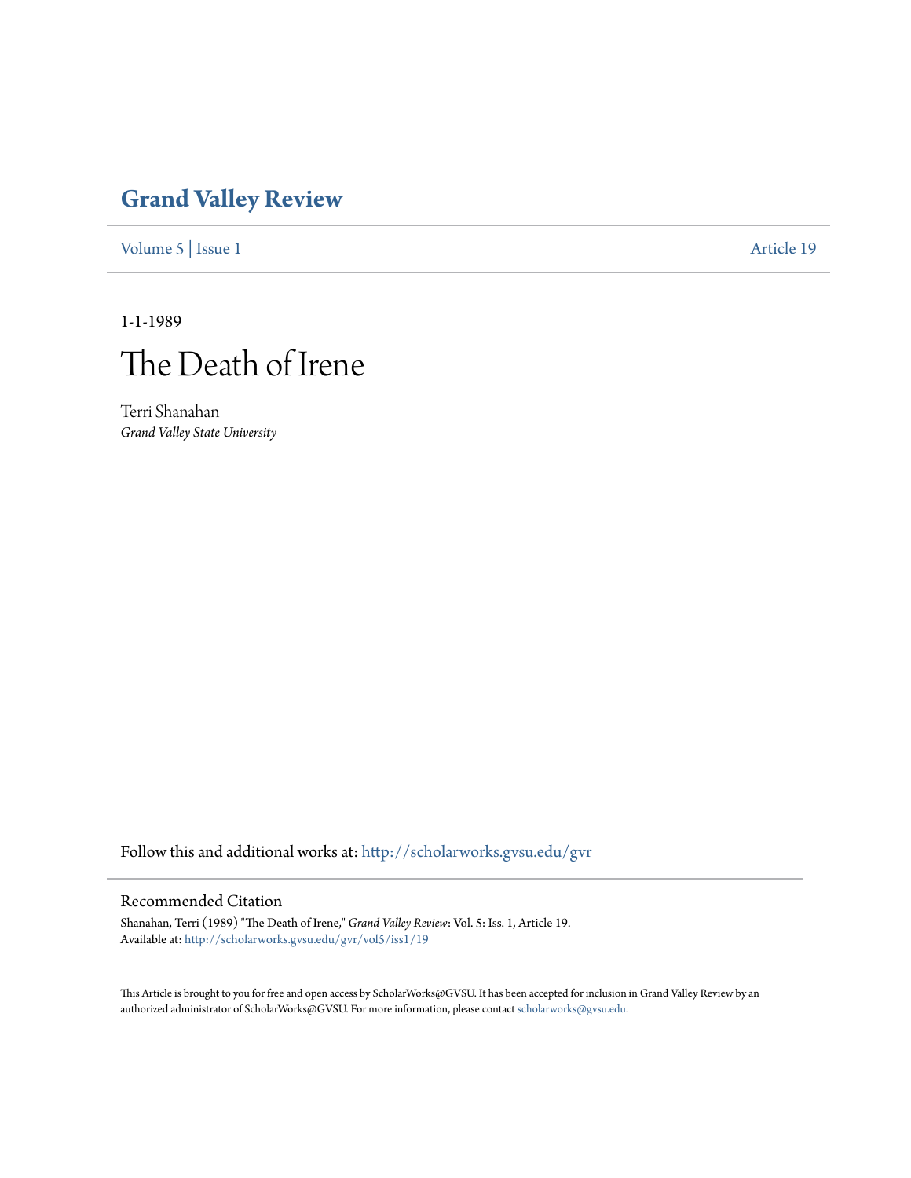# Grand Valley Review

Volume 5 | Issue 1 Article 19

1-1-1989

# The Death of Irene

Terri Shanahan
*Grand Valley State University*

Follow this and additional works at: http://scholarworks.gvsu.edu/gvr

## Recommended Citation

Shanahan, Terri (1989) "The Death of Irene," *Grand Valley Review*: Vol. 5: Iss. 1, Article 19.
Available at: http://scholarworks.gvsu.edu/gvr/vol5/iss1/19

This Article is brought to you for free and open access by ScholarWorks@GVSU. It has been accepted for inclusion in Grand Valley Review by an authorized administrator of ScholarWorks@GVSU. For more information, please contact scholarworks@gvsu.edu.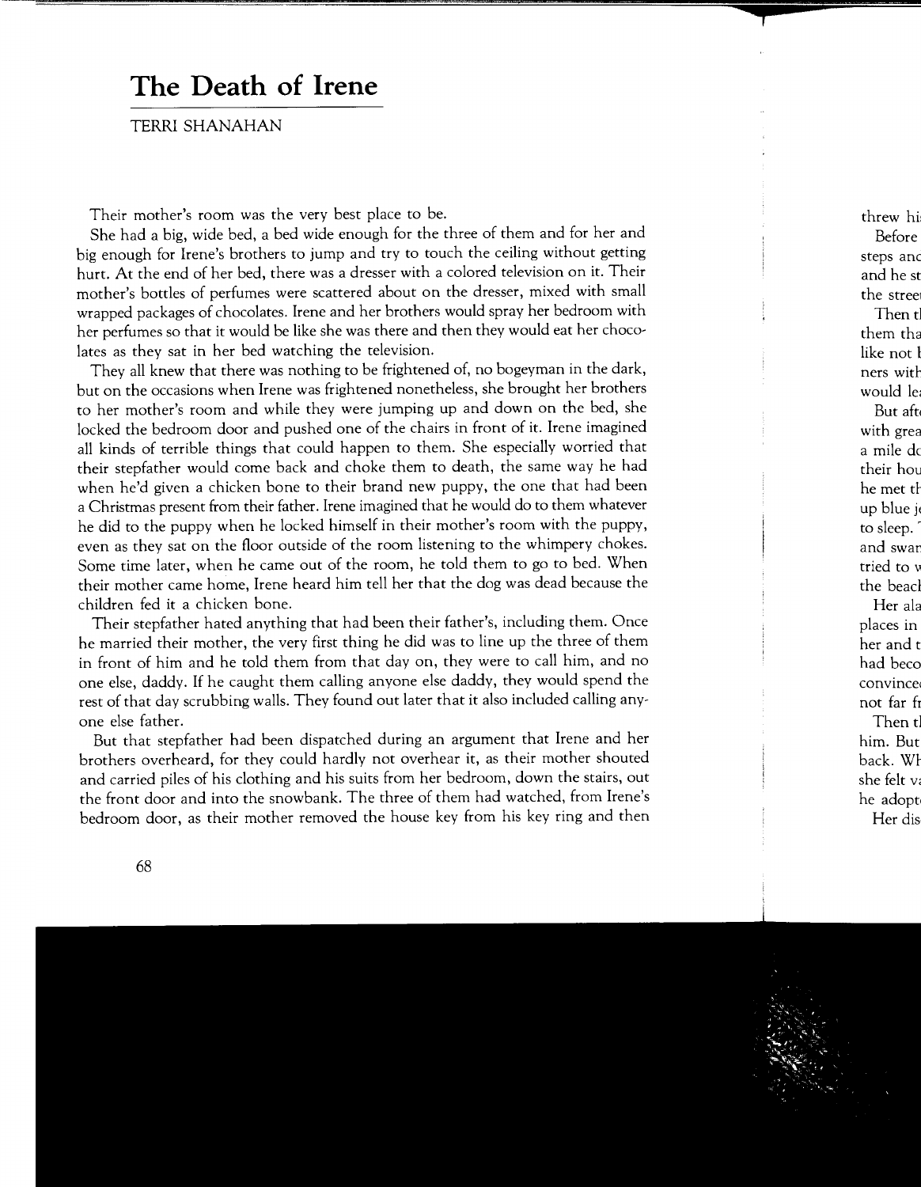# The Death of Irene

TERRI SHANAHAN

Their mother's room was the very best place to be.

She had a big, wide bed, a bed wide enough for the three of them and for her and big enough for Irene's brothers to jump and try to touch the ceiling without getting hurt. At the end of her bed, there was a dresser with a colored television on it. Their mother's bottles of perfumes were scattered about on the dresser, mixed with small wrapped packages of chocolates. Irene and her brothers would spray her bedroom with her perfumes so that it would be like she was there and then they would eat her chocolates as they sat in her bed watching the television.

They all knew that there was nothing to be frightened of, no bogeyman in the dark, but on the occasions when Irene was frightened nonetheless, she brought her brothers to her mother's room and while they were jumping up and down on the bed, she locked the bedroom door and pushed one of the chairs in front of it. Irene imagined all kinds of terrible things that could happen to them. She especially worried that their stepfather would come back and choke them to death, the same way he had when he'd given a chicken bone to their brand new puppy, the one that had been a Christmas present from their father. Irene imagined that he would do to them whatever he did to the puppy when he locked himself in their mother's room with the puppy, even as they sat on the floor outside of the room listening to the whimpery chokes. Some time later, when he came out of the room, he told them to go to bed. When their mother came home, Irene heard him tell her that the dog was dead because the children fed it a chicken bone.

Their stepfather hated anything that had been their father's, including them. Once he married their mother, the very first thing he did was to line up the three of them in front of him and he told them from that day on, they were to call him, and no one else, daddy. If he caught them calling anyone else daddy, they would spend the rest of that day scrubbing walls. They found out later that it also included calling anyone else father.

But that stepfather had been dispatched during an argument that Irene and her brothers overheard, for they could hardly not overhear it, as their mother shouted and carried piles of his clothing and his suits from her bedroom, down the stairs, out the front door and into the snowbank. The three of them had watched, from Irene's bedroom door, as their mother removed the house key from his key ring and then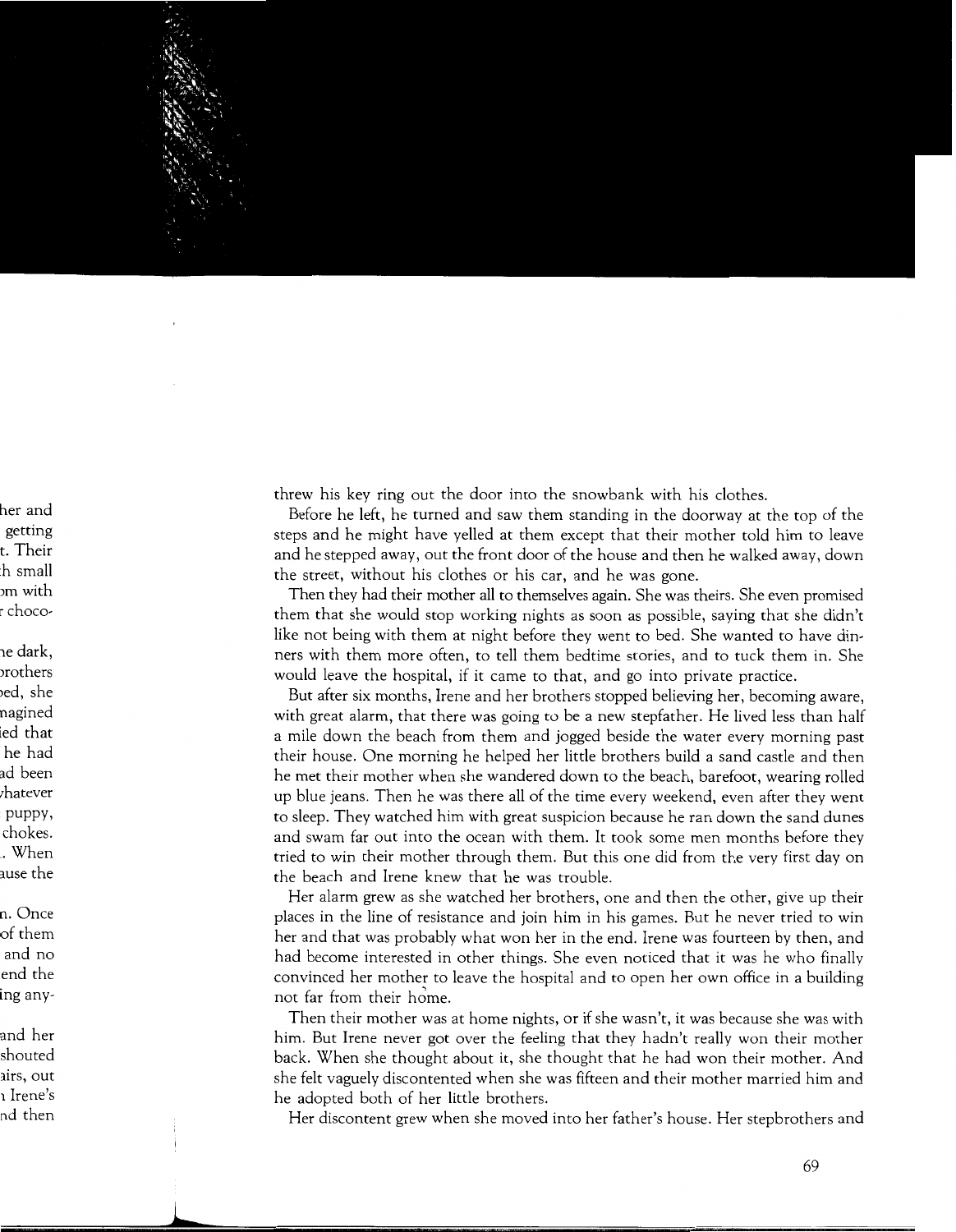threw his key ring out the door into the snowbank with his clothes.

Before he left, he turned and saw them standing in the doorway at the top of the steps and he might have yelled at them except that their mother told him to leave and he stepped away, out the front door of the house and then he walked away, down the street, without his clothes or his car, and he was gone.

Then they had their mother all to themselves again. She was theirs. She even promised them that she would stop working nights as soon as possible, saying that she didn't like not being with them at night before they went to bed. She wanted to have dinners with them more often, to tell them bedtime stories, and to tuck them in. She would leave the hospital, if it came to that, and go into private practice.

But after six months, Irene and her brothers stopped believing her, becoming aware, with great alarm, that there was going to be a new stepfather. He lived less than half a mile down the beach from them and jogged beside the water every morning past their house. One morning he helped her little brothers build a sand castle and then he met their mother when she wandered down to the beach, barefoot, wearing rolled up blue jeans. Then he was there all of the time every weekend, even after they went to sleep. They watched him with great suspicion because he ran down the sand dunes and swam far out into the ocean with them. It took some men months before they tried to win their mother through them. But this one did from the very first day on the beach and Irene knew that he was trouble.

Her alarm grew as she watched her brothers, one and then the other, give up their places in the line of resistance and join him in his games. But he never tried to win her and that was probably what won her in the end. Irene was fourteen by then, and had become interested in other things. She even noticed that it was he who finally convinced her mother to leave the hospital and to open her own office in a building not far from their home.

Then their mother was at home nights, or if she wasn't, it was because she was with him. But Irene never got over the feeling that they hadn't really won their mother back. When she thought about it, she thought that he had won their mother. And she felt vaguely discontented when she was fifteen and their mother married him and he adopted both of her little brothers.

Her discontent grew when she moved into her father's house. Her stepbrothers and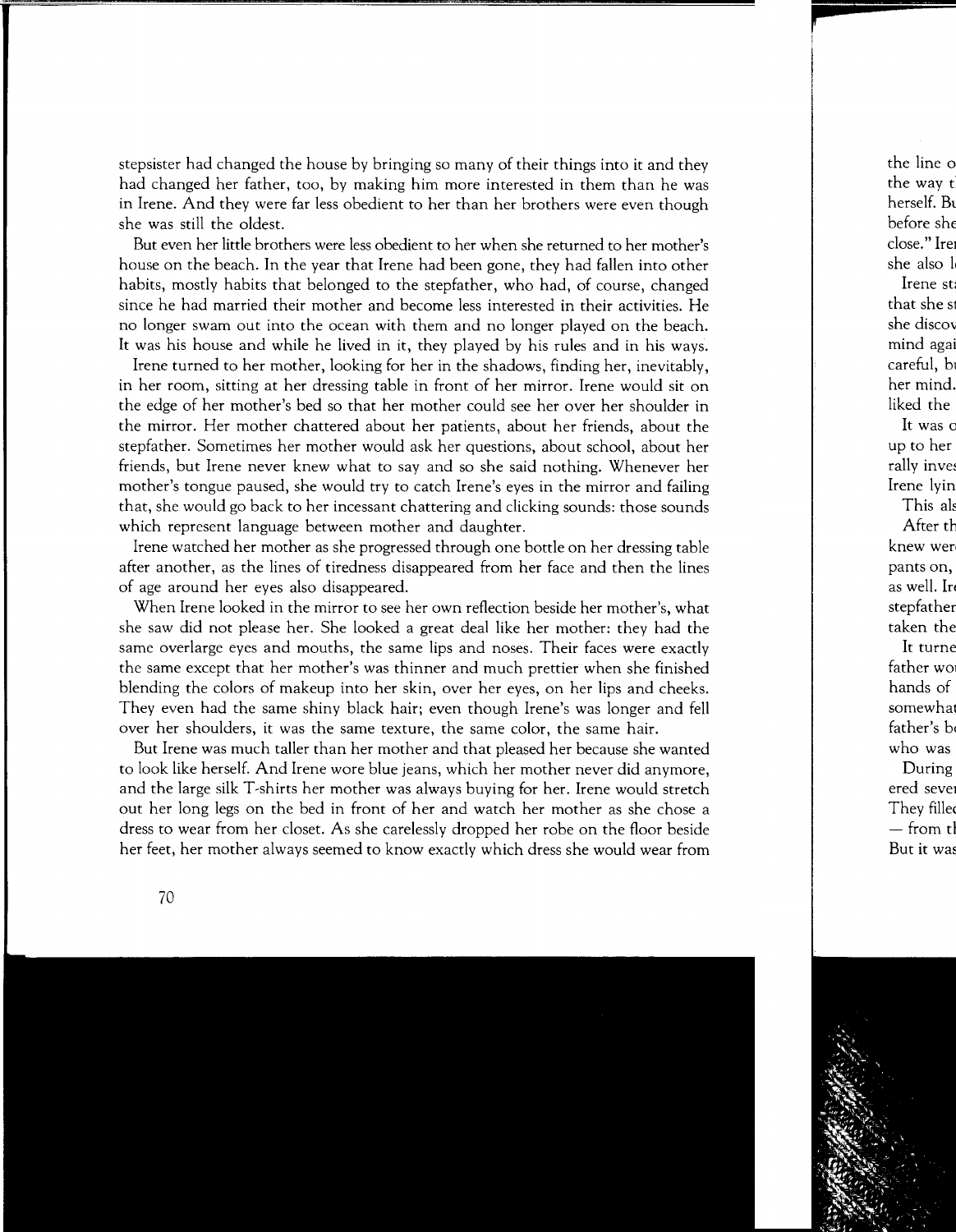stepsister had changed the house by bringing so many of their things into it and they had changed her father, too, by making him more interested in them than he was in Irene. And they were far less obedient to her than her brothers were even though she was still the oldest.

But even her little brothers were less obedient to her when she returned to her mother's house on the beach. In the year that Irene had been gone, they had fallen into other habits, mostly habits that belonged to the stepfather, who had, of course, changed since he had married their mother and become less interested in their activities. He no longer swam out into the ocean with them and no longer played on the beach. It was his house and while he lived in it, they played by his rules and in his ways.

Irene turned to her mother, looking for her in the shadows, finding her, inevitably, in her room, sitting at her dressing table in front of her mirror. Irene would sit on the edge of her mother's bed so that her mother could see her over her shoulder in the mirror. Her mother chattered about her patients, about her friends, about the stepfather. Sometimes her mother would ask her questions, about school, about her friends, but Irene never knew what to say and so she said nothing. Whenever her mother's tongue paused, she would try to catch Irene's eyes in the mirror and failing that, she would go back to her incessant chattering and clicking sounds: those sounds which represent language between mother and daughter.

Irene watched her mother as she progressed through one bottle on her dressing table after another, as the lines of tiredness disappeared from her face and then the lines of age around her eyes also disappeared.

When Irene looked in the mirror to see her own reflection beside her mother's, what she saw did not please her. She looked a great deal like her mother: they had the same overlarge eyes and mouths, the same lips and noses. Their faces were exactly the same except that her mother's was thinner and much prettier when she finished blending the colors of makeup into her skin, over her eyes, on her lips and cheeks. They even had the same shiny black hair; even though Irene's was longer and fell over her shoulders, it was the same texture, the same color, the same hair.

But Irene was much taller than her mother and that pleased her because she wanted to look like herself. And Irene wore blue jeans, which her mother never did anymore, and the large silk T-shirts her mother was always buying for her. Irene would stretch out her long legs on the bed in front of her and watch her mother as she chose a dress to wear from her closet. As she carelessly dropped her robe on the floor beside her feet, her mother always seemed to know exactly which dress she would wear from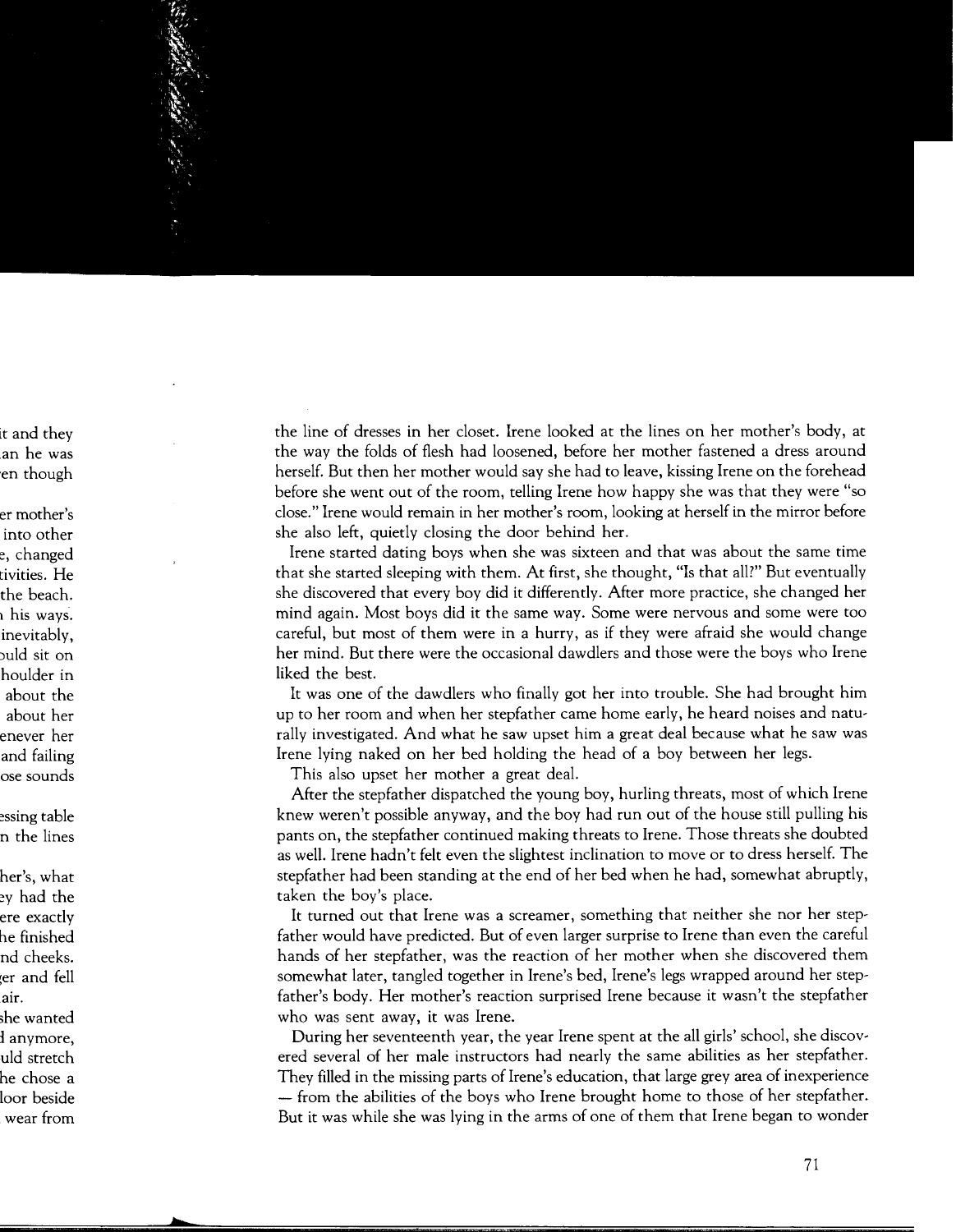the line of dresses in her closet. Irene looked at the lines on her mother's body, at the way the folds of flesh had loosened, before her mother fastened a dress around herself. But then her mother would say she had to leave, kissing Irene on the forehead before she went out of the room, telling Irene how happy she was that they were "so close." Irene would remain in her mother's room, looking at herself in the mirror before she also left, quietly closing the door behind her.

Irene started dating boys when she was sixteen and that was about the same time that she started sleeping with them. At first, she thought, "Is that all?" But eventually she discovered that every boy did it differently. After more practice, she changed her mind again. Most boys did it the same way. Some were nervous and some were too careful, but most of them were in a hurry, as if they were afraid she would change her mind. But there were the occasional dawdlers and those were the boys who Irene liked the best.

It was one of the dawdlers who finally got her into trouble. She had brought him up to her room and when her stepfather came home early, he heard noises and naturally investigated. And what he saw upset him a great deal because what he saw was Irene lying naked on her bed holding the head of a boy between her legs.

This also upset her mother a great deal.

After the stepfather dispatched the young boy, hurling threats, most of which Irene knew weren't possible anyway, and the boy had run out of the house still pulling his pants on, the stepfather continued making threats to Irene. Those threats she doubted as well. Irene hadn't felt even the slightest inclination to move or to dress herself. The stepfather had been standing at the end of her bed when he had, somewhat abruptly, taken the boy's place.

It turned out that Irene was a screamer, something that neither she nor her stepfather would have predicted. But of even larger surprise to Irene than even the careful hands of her stepfather, was the reaction of her mother when she discovered them somewhat later, tangled together in Irene's bed, Irene's legs wrapped around her stepfather's body. Her mother's reaction surprised Irene because it wasn't the stepfather who was sent away, it was Irene.

During her seventeenth year, the year Irene spent at the all girls' school, she discovered several of her male instructors had nearly the same abilities as her stepfather. They filled in the missing parts of Irene's education, that large grey area of inexperience — from the abilities of the boys who Irene brought home to those of her stepfather. But it was while she was lying in the arms of one of them that Irene began to wonder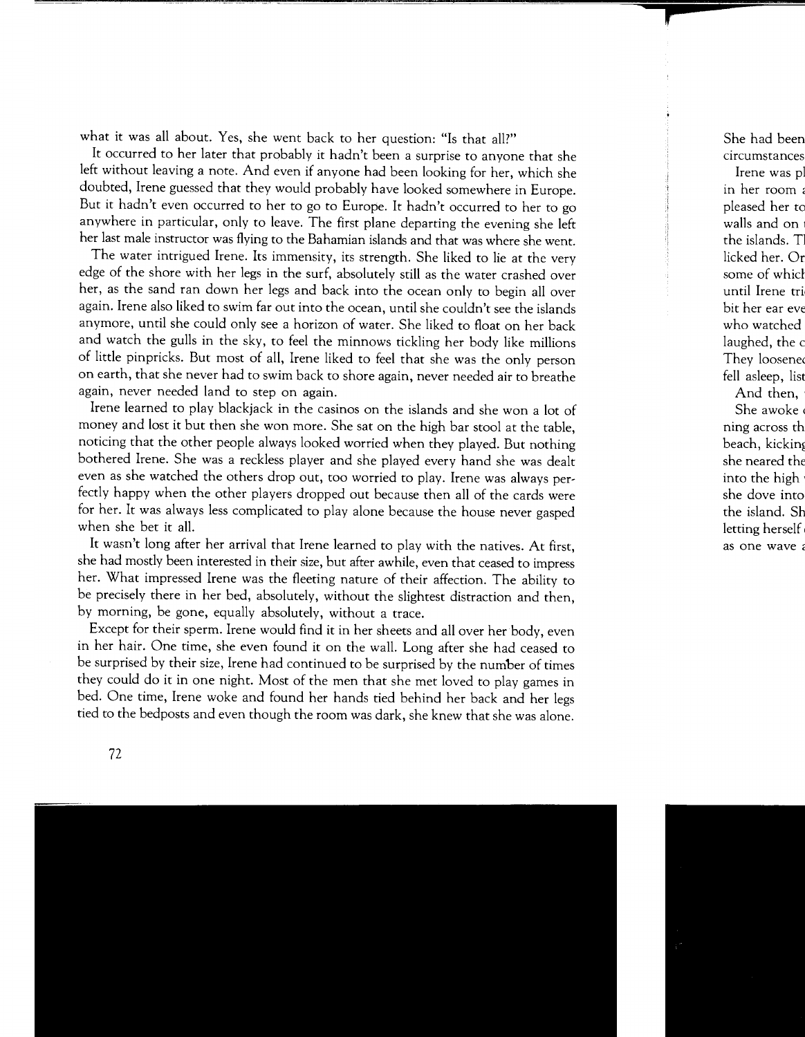what it was all about. Yes, she went back to her question: "Is that all?"

It occurred to her later that probably it hadn't been a surprise to anyone that she left without leaving a note. And even if anyone had been looking for her, which she doubted, Irene guessed that they would probably have looked somewhere in Europe. But it hadn't even occurred to her to go to Europe. It hadn't occurred to her to go anywhere in particular, only to leave. The first plane departing the evening she left her last male instructor was flying to the Bahamian islands and that was where she went.

The water intrigued Irene. Its immensity, its strength. She liked to lie at the very edge of the shore with her legs in the surf, absolutely still as the water crashed over her, as the sand ran down her legs and back into the ocean only to begin all over again. Irene also liked to swim far out into the ocean, until she couldn't see the islands anymore, until she could only see a horizon of water. She liked to float on her back and watch the gulls in the sky, to feel the minnows tickling her body like millions of little pinpricks. But most of all, Irene liked to feel that she was the only person on earth, that she never had to swim back to shore again, never needed air to breathe again, never needed land to step on again.

Irene learned to play blackjack in the casinos on the islands and she won a lot of money and lost it but then she won more. She sat on the high bar stool at the table, noticing that the other people always looked worried when they played. But nothing bothered Irene. She was a reckless player and she played every hand she was dealt even as she watched the others drop out, too worried to play. Irene was always perfectly happy when the other players dropped out because then all of the cards were for her. It was always less complicated to play alone because the house never gasped when she bet it all.

It wasn't long after her arrival that Irene learned to play with the natives. At first, she had mostly been interested in their size, but after awhile, even that ceased to impress her. What impressed Irene was the fleeting nature of their affection. The ability to be precisely there in her bed, absolutely, without the slightest distraction and then, by morning, be gone, equally absolutely, without a trace.

Except for their sperm. Irene would find it in her sheets and all over her body, even in her hair. One time, she even found it on the wall. Long after she had ceased to be surprised by their size, Irene had continued to be surprised by the number of times they could do it in one night. Most of the men that she met loved to play games in bed. One time, Irene woke and found her hands tied behind her back and her legs tied to the bedposts and even though the room was dark, she knew that she was alone.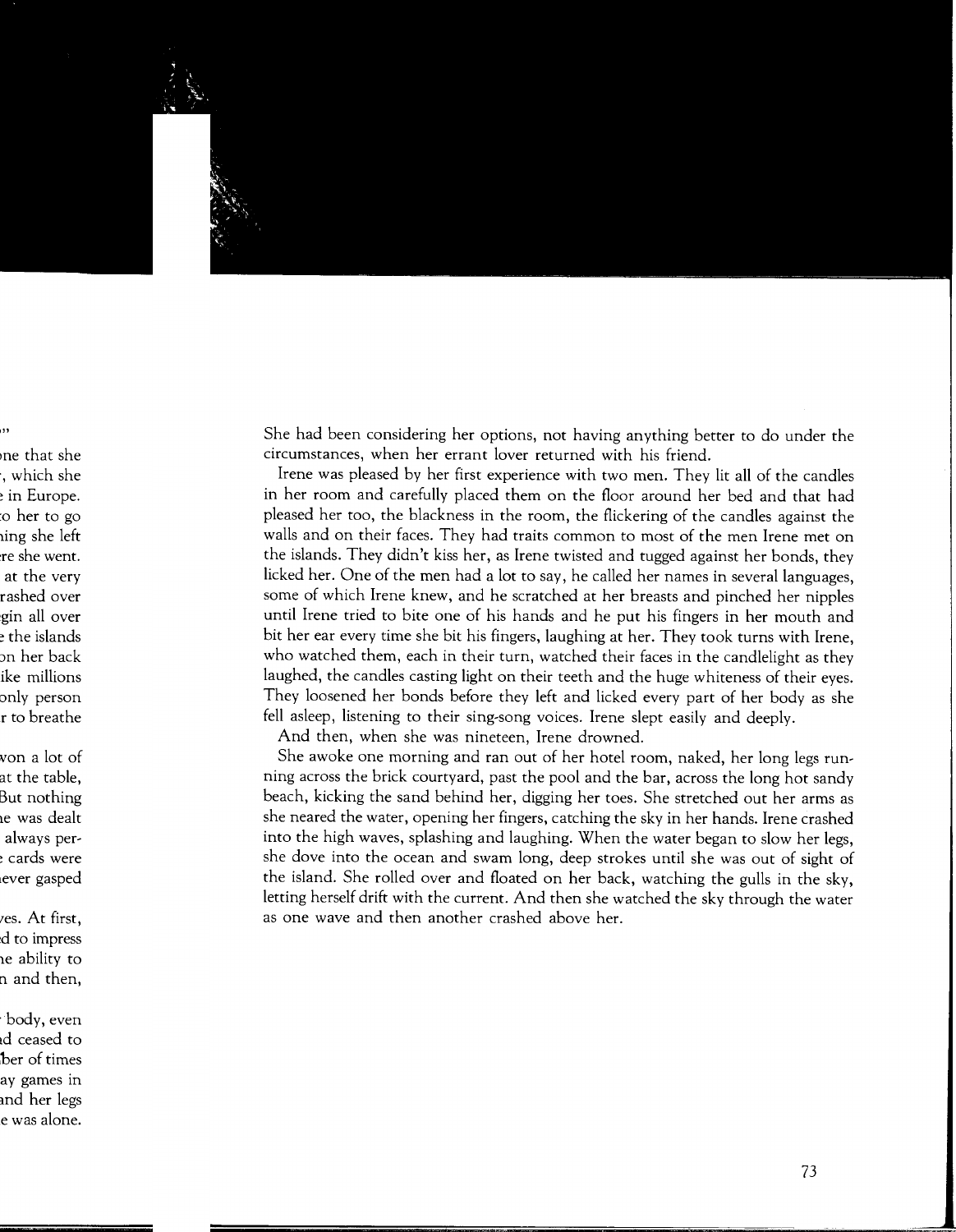She had been considering her options, not having anything better to do under the circumstances, when her errant lover returned with his friend.

Irene was pleased by her first experience with two men. They lit all of the candles in her room and carefully placed them on the floor around her bed and that had pleased her too, the blackness in the room, the flickering of the candles against the walls and on their faces. They had traits common to most of the men Irene met on the islands. They didn't kiss her, as Irene twisted and tugged against her bonds, they licked her. One of the men had a lot to say, he called her names in several languages, some of which Irene knew, and he scratched at her breasts and pinched her nipples until Irene tried to bite one of his hands and he put his fingers in her mouth and bit her ear every time she bit his fingers, laughing at her. They took turns with Irene, who watched them, each in their turn, watched their faces in the candlelight as they laughed, the candles casting light on their teeth and the huge whiteness of their eyes. They loosened her bonds before they left and licked every part of her body as she fell asleep, listening to their sing-song voices. Irene slept easily and deeply.

And then, when she was nineteen, Irene drowned.

She awoke one morning and ran out of her hotel room, naked, her long legs running across the brick courtyard, past the pool and the bar, across the long hot sandy beach, kicking the sand behind her, digging her toes. She stretched out her arms as she neared the water, opening her fingers, catching the sky in her hands. Irene crashed into the high waves, splashing and laughing. When the water began to slow her legs, she dove into the ocean and swam long, deep strokes until she was out of sight of the island. She rolled over and floated on her back, watching the gulls in the sky, letting herself drift with the current. And then she watched the sky through the water as one wave and then another crashed above her.